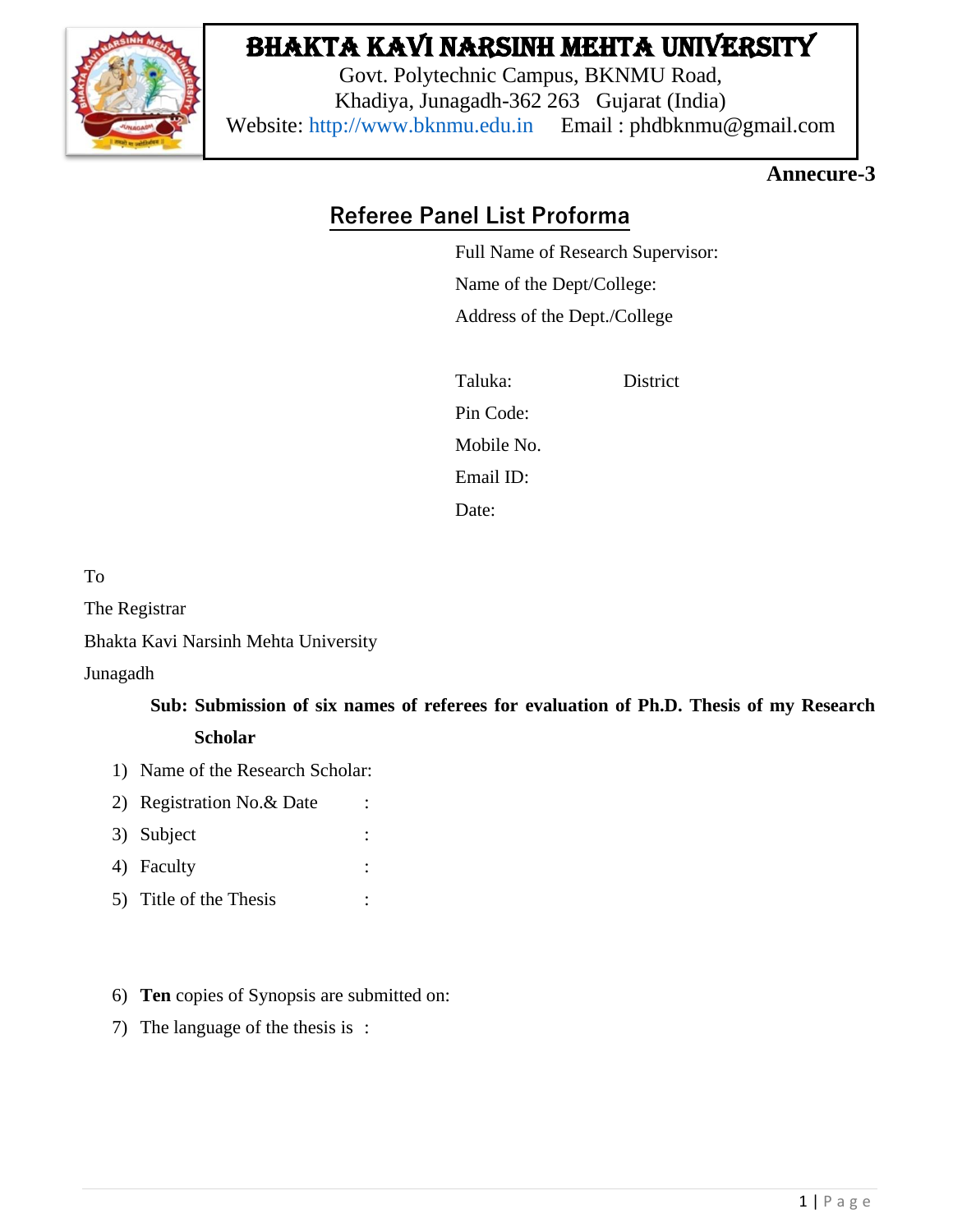# BHAKTA KAVI NARSINH MEHTA UNIVERSITY

Govt. Polytechnic Campus, BKNMU Road,
Khadiya, Junagadh-362 263 Gujarat (India)
Website: http://www.bknmu.edu.in Email : phdbknmu@gmail.com

**Annecure-3**

## Referee Panel List Proforma

Full Name of Research Supervisor:
Name of the Dept/College:
Address of the Dept./College

Taluka: District
Pin Code:
Mobile No.
Email ID:
Date:

To
The Registrar
Bhakta Kavi Narsinh Mehta University
Junagadh

**Sub: Submission of six names of referees for evaluation of Ph.D. Thesis of my Research Scholar**

1) Name of the Research Scholar:
2) Registration No.& Date :
3) Subject :
4) Faculty :
5) Title of the Thesis :

6) **Ten** copies of Synopsis are submitted on:
7) The language of the thesis is :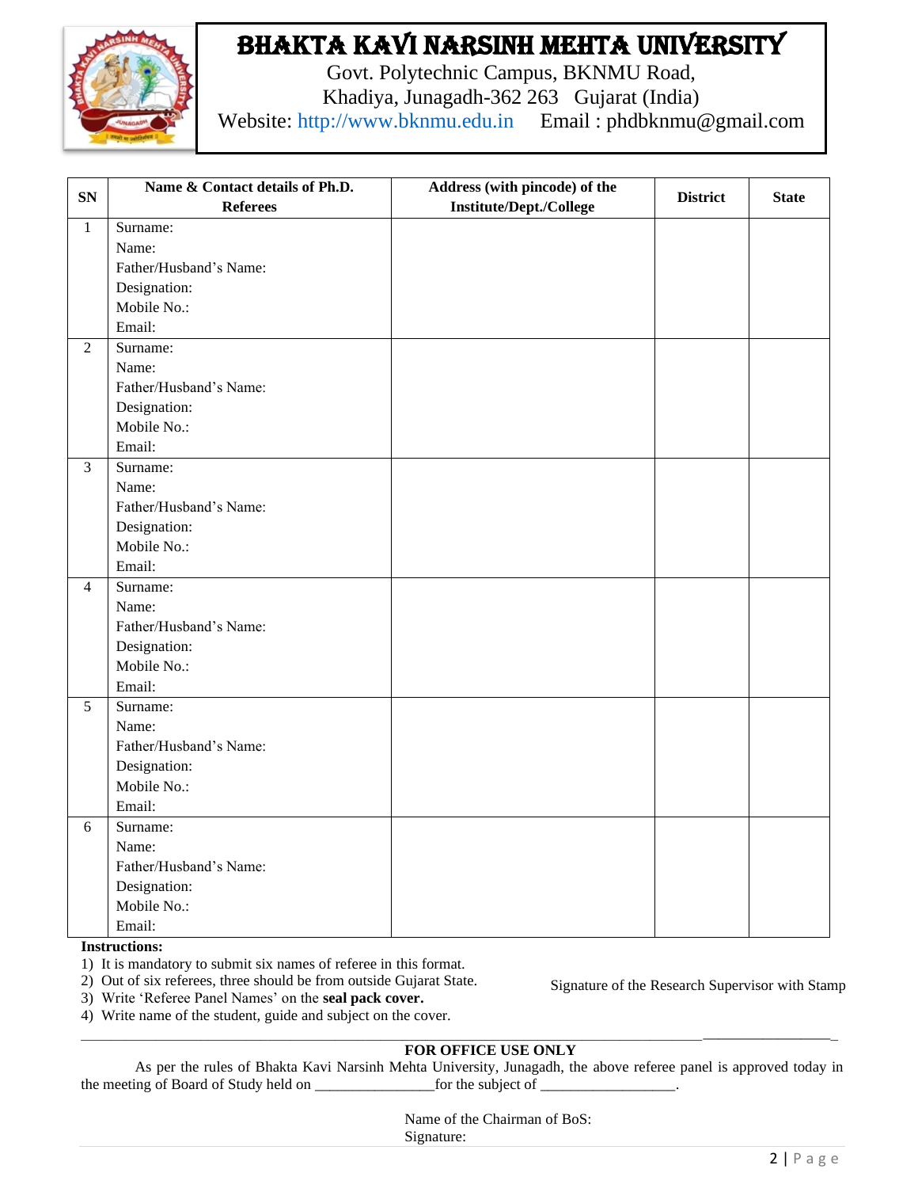# BHAKTA KAVI NARSINH MEHTA UNIVERSITY

Govt. Polytechnic Campus, BKNMU Road,
Khadiya, Junagadh-362 263 Gujarat (India)
Website: http://www.bknmu.edu.in Email : phdbknmu@gmail.com

| SN | Name & Contact details of Ph.D. Referees | Address (with pincode) of the Institute/Dept./College | District | State |
|---|---|---|---|---|
| 1 | Surname:<br>Name:<br>Father/Husband's Name:<br>Designation:<br>Mobile No.:<br>Email: | | | |
| 2 | Surname:<br>Name:<br>Father/Husband's Name:<br>Designation:<br>Mobile No.:<br>Email: | | | |
| 3 | Surname:<br>Name:<br>Father/Husband's Name:<br>Designation:<br>Mobile No.:<br>Email: | | | |
| 4 | Surname:<br>Name:<br>Father/Husband's Name:<br>Designation:<br>Mobile No.:<br>Email: | | | |
| 5 | Surname:<br>Name:<br>Father/Husband's Name:<br>Designation:<br>Mobile No.:<br>Email: | | | |
| 6 | Surname:<br>Name:<br>Father/Husband's Name:<br>Designation:<br>Mobile No.:<br>Email: | | | |

**Instructions:**

1) It is mandatory to submit six names of referee in this format.
2) Out of six referees, three should be from outside Gujarat State.
3) Write 'Referee Panel Names' on the **seal pack cover.**
4) Write name of the student, guide and subject on the cover.

Signature of the Research Supervisor with Stamp

**FOR OFFICE USE ONLY**

As per the rules of Bhakta Kavi Narsinh Mehta University, Junagadh, the above referee panel is approved today in the meeting of Board of Study held on ________________for the subject of ___________________.

Name of the Chairman of BoS:
Signature: